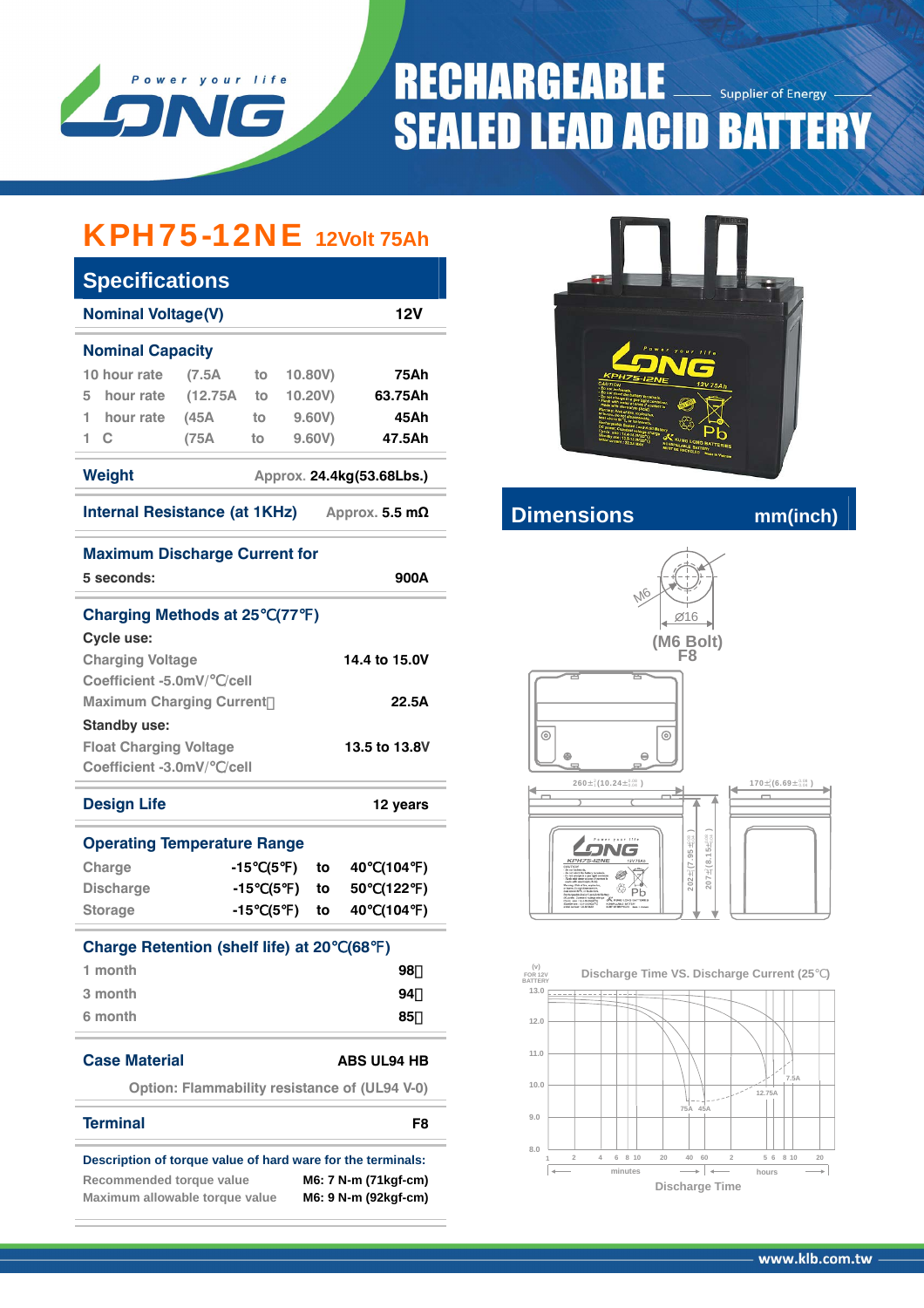# RECHARGEABLE SEALED LEAD ACID BATTERY

Supplier of Energy

## KPH75-12NE 12Volt 75Ah

### Specifications

| | |
|---|---|
| **Nominal Voltage(V)** | 12V |

**Nominal Capacity**

| | | | |
|---|---|---|---|
| 10 hour rate | (7.5A | to 10.80V) | 75Ah |
| 5 hour rate | (12.75A | to 10.20V) | 63.75Ah |
| 1 hour rate | (45A | to 9.60V) | 45Ah |
| 1 C | (75A | to 9.60V) | 47.5Ah |

**Weight** Approx. 24.4kg(53.68Lbs.)

**Internal Resistance (at 1KHz)** Approx. 5.5 mΩ

**Maximum Discharge Current for**
5 seconds: 900A

**Charging Methods at 25℃(77℉)**

Cycle use:

| | |
|---|---|
| Charging Voltage | 14.4 to 15.0V |
| Coefficient -5.0mV/℃/cell | |
| Maximum Charging Current | 22.5A |

Standby use:

| | |
|---|---|
| Float Charging Voltage | 13.5 to 13.8V |
| Coefficient -3.0mV/℃/cell | |

**Design Life** 12 years

**Operating Temperature Range**

| | | | |
|---|---|---|---|
| Charge | -15℃(5℉) | to | 40℃(104℉) |
| Discharge | -15℃(5℉) | to | 50℃(122℉) |
| Storage | -15℃(5℉) | to | 40℃(104℉) |

**Charge Retention (shelf life) at 20℃(68℉)**

| | |
|---|---|
| 1 month | 98% |
| 3 month | 94% |
| 6 month | 85% |

**Case Material** ABS UL94 HB

Option: Flammability resistance of (UL94 V-0)

**Terminal** F8

**Description of torque value of hard ware for the terminals:**

| | |
|---|---|
| Recommended torque value | M6: 7 N-m (71kgf-cm) |
| Maximum allowable torque value | M6: 9 N-m (92kgf-cm) |

### Dimensions mm(inch)

M6, Ø16, (M6 Bolt) F8

260±2(10.24±0.08), 170±2(6.69±0.08), 202±2(7.95±0.08), 207±2(8.15±0.08)

**Discharge Time VS. Discharge Current (25℃)**

(V) FOR 12V BATTERY: 13.0, 12.0, 11.0, 10.0, 9.0, 8.0

Curves: 75A, 45A, 12.75A, 7.5A

Discharge Time: minutes 1 2 4 6 8 10 20 40 60; hours 2 5 6 8 10 20

www.klb.com.tw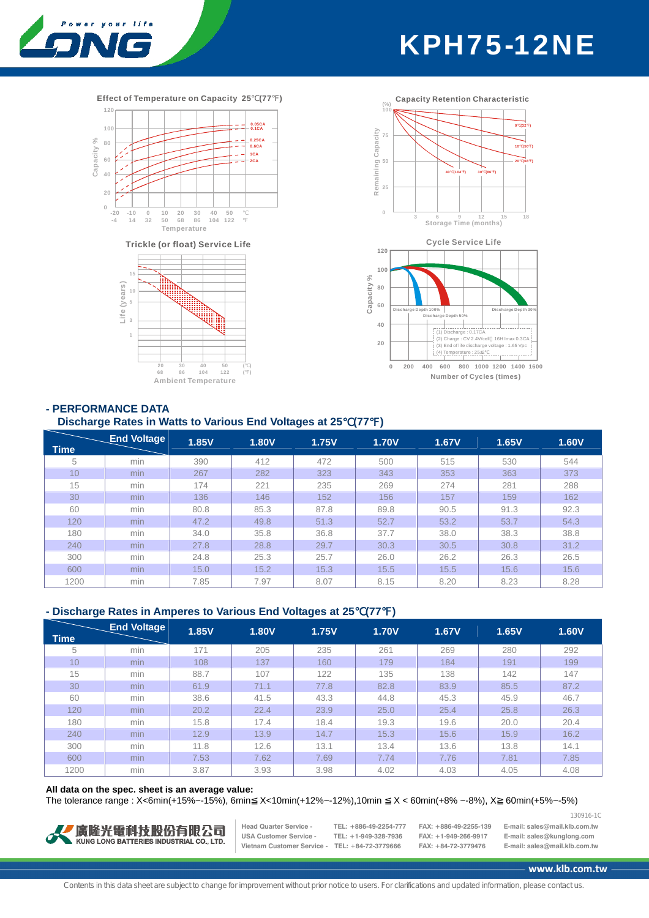# KPH75-12NE

Effect of Temperature on Capacity 25℃(77℉)

Capacity %

120
100
80
60
40
20
0

0.05CA
0.1CA
0.25CA
0.6CA
1CA
2CA

-20 -10 0 10 20 30 40 50 ℃
-4 14 32 50 68 86 104 122 ℉

Temperature

Capacity Retention Characteristic

(%)
100
75
50
25
0

Remaining Capacity

0℃(32℉)
10℃(50℉)
20℃(68℉)
40℃(104℉)
30℃(86℉)

3 6 9 12 15 18

Storage Time (months)

Trickle (or float) Service Life

Life (years)

15
10
5
3
1

20 30 40 50 (℃)
68 86 104 122 (℉)

Ambient Temperature

Cycle Service Life

Capacity %

120
100
80
60
40
20

Discharge Depth 100%
Discharge Depth 50%
Discharge Depth 30%

(1) Discharge : 0.17CA
(2) Charge : CV 2.4V/cell[] 16H Imax 0.3CA
(3) End of life discharge voltage : 1.65 Vpc
(4) Temperature : 25±2℃

0 200 400 600 800 1000 1200 1400 1600

Number of Cycles (times)

## - PERFORMANCE DATA

### Discharge Rates in Watts to Various End Voltages at 25℃(77℉)

| Time | End Voltage | 1.85V | 1.80V | 1.75V | 1.70V | 1.67V | 1.65V | 1.60V |
|---|---|---|---|---|---|---|---|---|
| 5 | min | 390 | 412 | 472 | 500 | 515 | 530 | 544 |
| 10 | min | 267 | 282 | 323 | 343 | 353 | 363 | 373 |
| 15 | min | 174 | 221 | 235 | 269 | 274 | 281 | 288 |
| 30 | min | 136 | 146 | 152 | 156 | 157 | 159 | 162 |
| 60 | min | 80.8 | 85.3 | 87.8 | 89.8 | 90.5 | 91.3 | 92.3 |
| 120 | min | 47.2 | 49.8 | 51.3 | 52.7 | 53.2 | 53.7 | 54.3 |
| 180 | min | 34.0 | 35.8 | 36.8 | 37.7 | 38.0 | 38.3 | 38.8 |
| 240 | min | 27.8 | 28.8 | 29.7 | 30.3 | 30.5 | 30.8 | 31.2 |
| 300 | min | 24.8 | 25.3 | 25.7 | 26.0 | 26.2 | 26.3 | 26.5 |
| 600 | min | 15.0 | 15.2 | 15.3 | 15.5 | 15.5 | 15.6 | 15.6 |
| 1200 | min | 7.85 | 7.97 | 8.07 | 8.15 | 8.20 | 8.23 | 8.28 |

### - Discharge Rates in Amperes to Various End Voltages at 25℃(77℉)

| Time | End Voltage | 1.85V | 1.80V | 1.75V | 1.70V | 1.67V | 1.65V | 1.60V |
|---|---|---|---|---|---|---|---|---|
| 5 | min | 171 | 205 | 235 | 261 | 269 | 280 | 292 |
| 10 | min | 108 | 137 | 160 | 179 | 184 | 191 | 199 |
| 15 | min | 88.7 | 107 | 122 | 135 | 138 | 142 | 147 |
| 30 | min | 61.9 | 71.1 | 77.8 | 82.8 | 83.9 | 85.5 | 87.2 |
| 60 | min | 38.6 | 41.5 | 43.3 | 44.8 | 45.3 | 45.9 | 46.7 |
| 120 | min | 20.2 | 22.4 | 23.9 | 25.0 | 25.4 | 25.8 | 26.3 |
| 180 | min | 15.8 | 17.4 | 18.4 | 19.3 | 19.6 | 20.0 | 20.4 |
| 240 | min | 12.9 | 13.9 | 14.7 | 15.3 | 15.6 | 15.9 | 16.2 |
| 300 | min | 11.8 | 12.6 | 13.1 | 13.4 | 13.6 | 13.8 | 14.1 |
| 600 | min | 7.53 | 7.62 | 7.69 | 7.74 | 7.76 | 7.81 | 7.85 |
| 1200 | min | 3.87 | 3.93 | 3.98 | 4.02 | 4.03 | 4.05 | 4.08 |

**All data on the spec. sheet is an average value:**
The tolerance range : X<6min(+15%~-15%), 6min≦X<10min(+12%~-12%),10min ≦X < 60min(+8% ~-8%), X≧60min(+5%~-5%)

130916-1C

廣隆光電科技股份有限公司
KUNG LONG BATTERIES INDUSTRIAL CO., LTD.

| | | | |
|---|---|---|---|
| Head Quarter Service - | TEL: +886-49-2254-777 | FAX: +886-49-2255-139 | E-mail: sales@mail.klb.com.tw |
| USA Customer Service - | TEL: +1-949-328-7936 | FAX: +1-949-266-9917 | E-mail: sales@kunglong.com |
| Vietnam Customer Service - | TEL: +84-72-3779666 | FAX: +84-72-3779476 | E-mail: sales@mail.klb.com.tw |

www.klb.com.tw

Contents in this data sheet are subject to change for improvement without prior notice to users. For clarifications and updated information, please contact us.